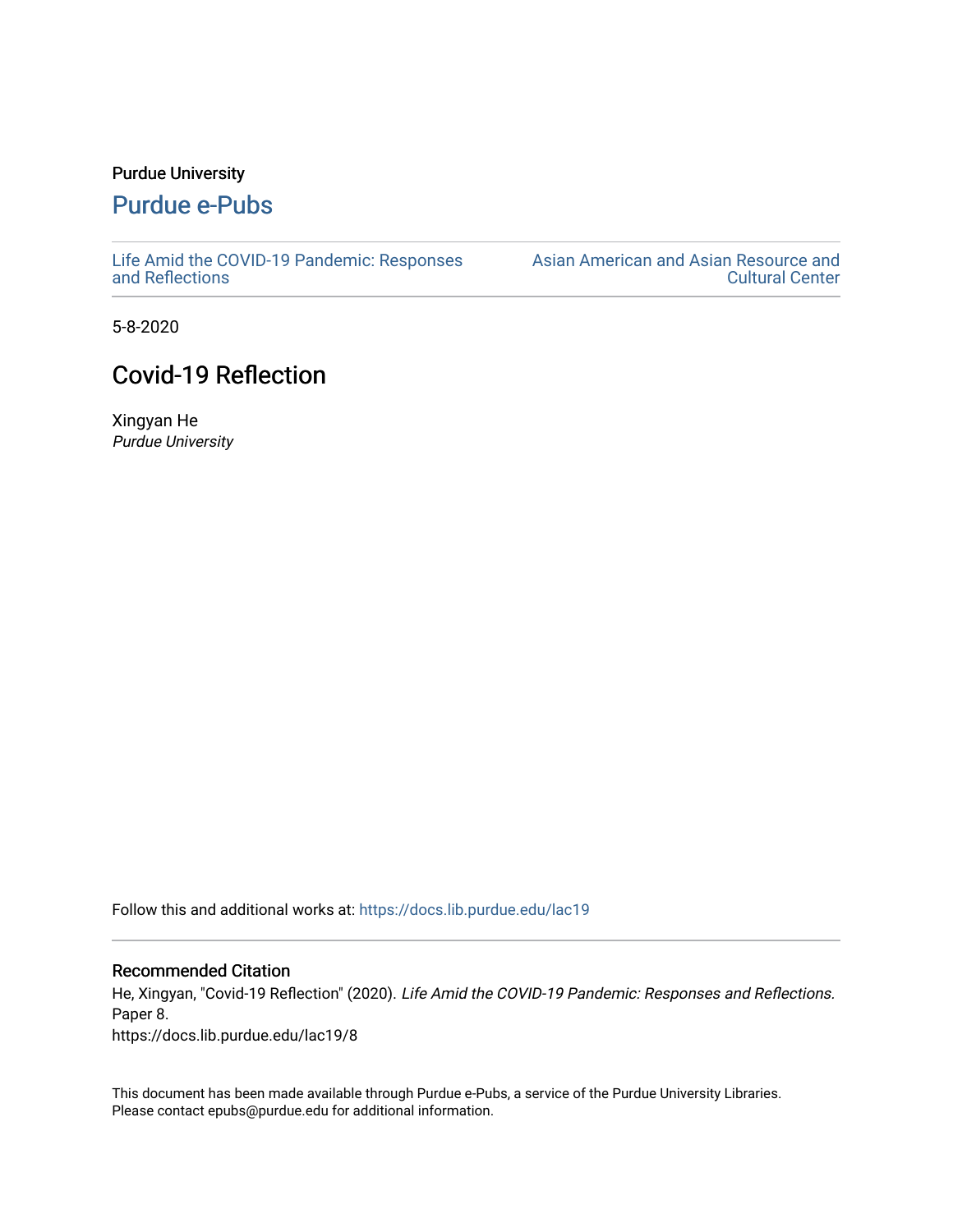Purdue University

# Purdue e-Pubs

Life Amid the COVID-19 Pandemic: Responses and Reflections

Asian American and Asian Resource and Cultural Center

5-8-2020

## Covid-19 Reflection

Xingyan He
*Purdue University*

Follow this and additional works at: https://docs.lib.purdue.edu/lac19

### Recommended Citation

He, Xingyan, "Covid-19 Reflection" (2020). *Life Amid the COVID-19 Pandemic: Responses and Reflections.* Paper 8.
https://docs.lib.purdue.edu/lac19/8

This document has been made available through Purdue e-Pubs, a service of the Purdue University Libraries. Please contact epubs@purdue.edu for additional information.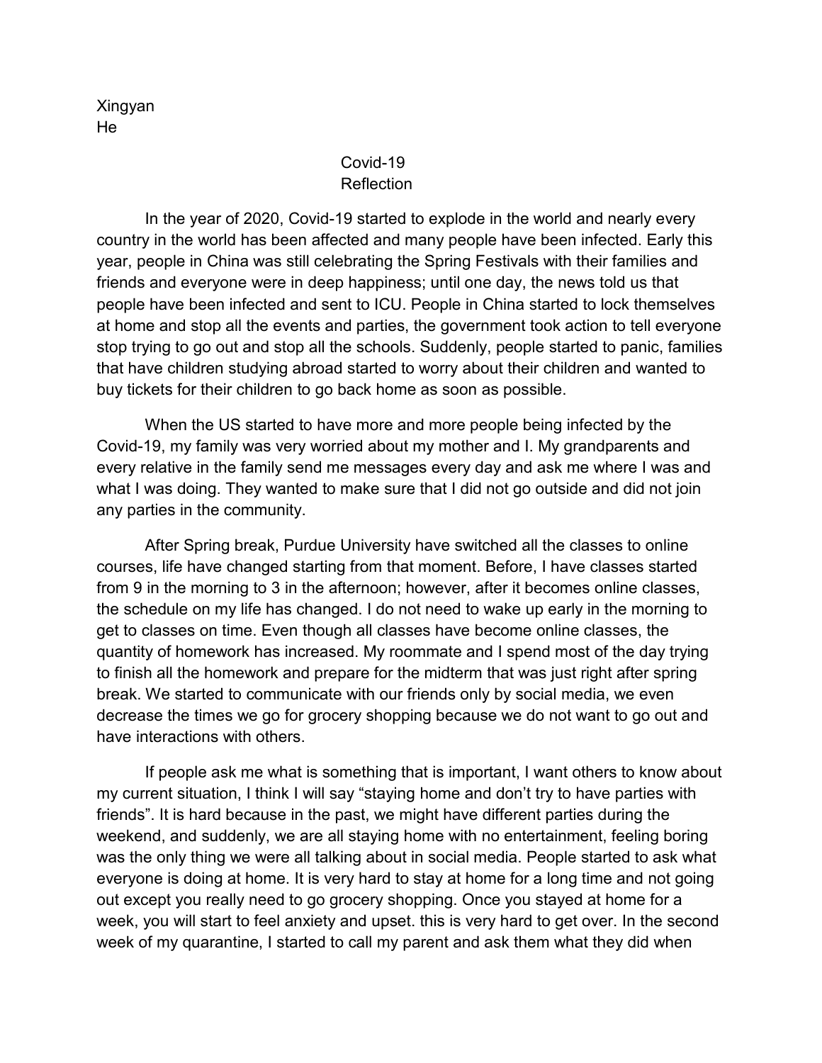Xingyan
He

Covid-19
Reflection

In the year of 2020, Covid-19 started to explode in the world and nearly every country in the world has been affected and many people have been infected. Early this year, people in China was still celebrating the Spring Festivals with their families and friends and everyone were in deep happiness; until one day, the news told us that people have been infected and sent to ICU. People in China started to lock themselves at home and stop all the events and parties, the government took action to tell everyone stop trying to go out and stop all the schools. Suddenly, people started to panic, families that have children studying abroad started to worry about their children and wanted to buy tickets for their children to go back home as soon as possible.

When the US started to have more and more people being infected by the Covid-19, my family was very worried about my mother and I. My grandparents and every relative in the family send me messages every day and ask me where I was and what I was doing. They wanted to make sure that I did not go outside and did not join any parties in the community.

After Spring break, Purdue University have switched all the classes to online courses, life have changed starting from that moment. Before, I have classes started from 9 in the morning to 3 in the afternoon; however, after it becomes online classes, the schedule on my life has changed. I do not need to wake up early in the morning to get to classes on time. Even though all classes have become online classes, the quantity of homework has increased. My roommate and I spend most of the day trying to finish all the homework and prepare for the midterm that was just right after spring break. We started to communicate with our friends only by social media, we even decrease the times we go for grocery shopping because we do not want to go out and have interactions with others.

If people ask me what is something that is important, I want others to know about my current situation, I think I will say "staying home and don't try to have parties with friends". It is hard because in the past, we might have different parties during the weekend, and suddenly, we are all staying home with no entertainment, feeling boring was the only thing we were all talking about in social media. People started to ask what everyone is doing at home. It is very hard to stay at home for a long time and not going out except you really need to go grocery shopping. Once you stayed at home for a week, you will start to feel anxiety and upset. this is very hard to get over. In the second week of my quarantine, I started to call my parent and ask them what they did when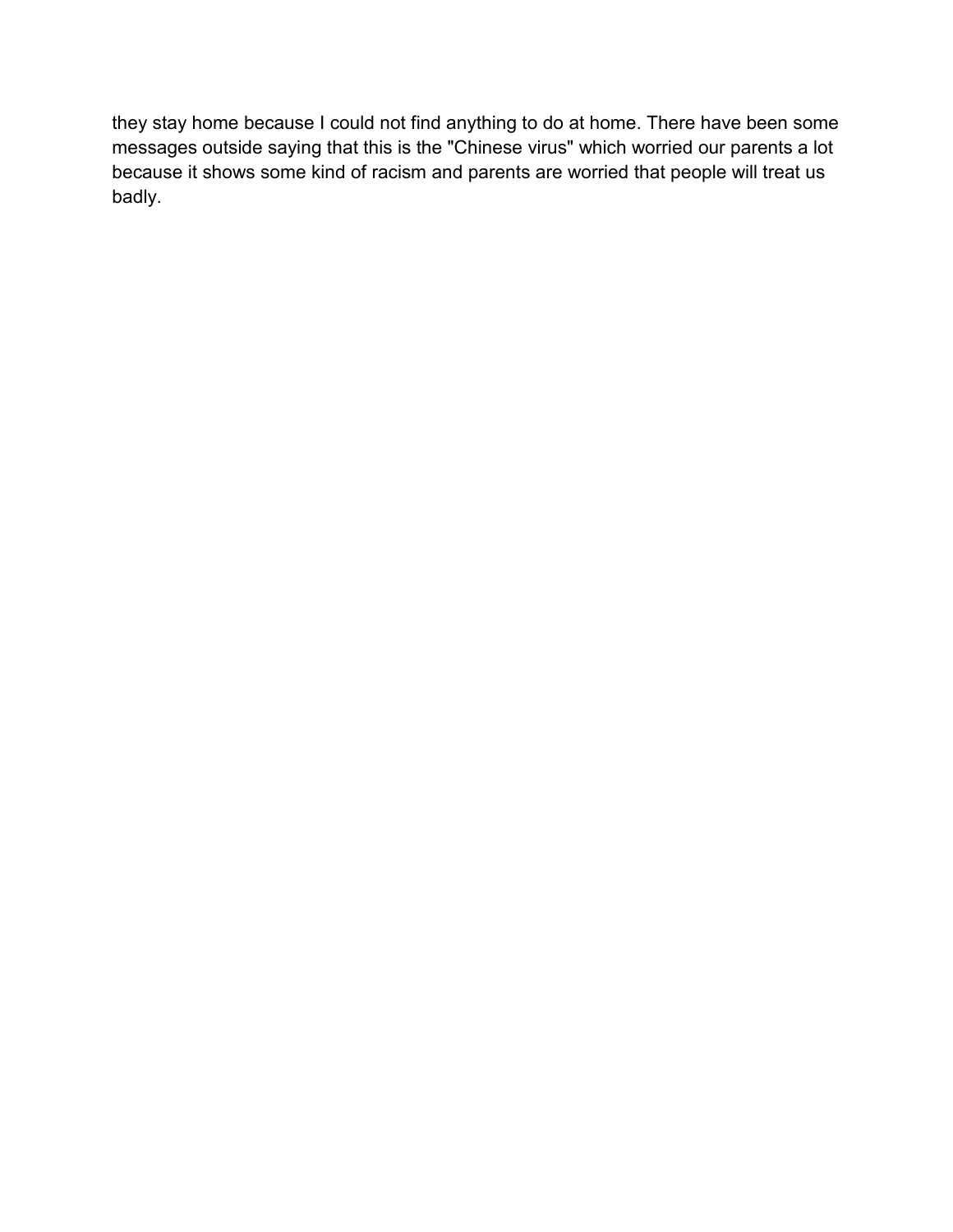they stay home because I could not find anything to do at home. There have been some messages outside saying that this is the "Chinese virus" which worried our parents a lot because it shows some kind of racism and parents are worried that people will treat us badly.